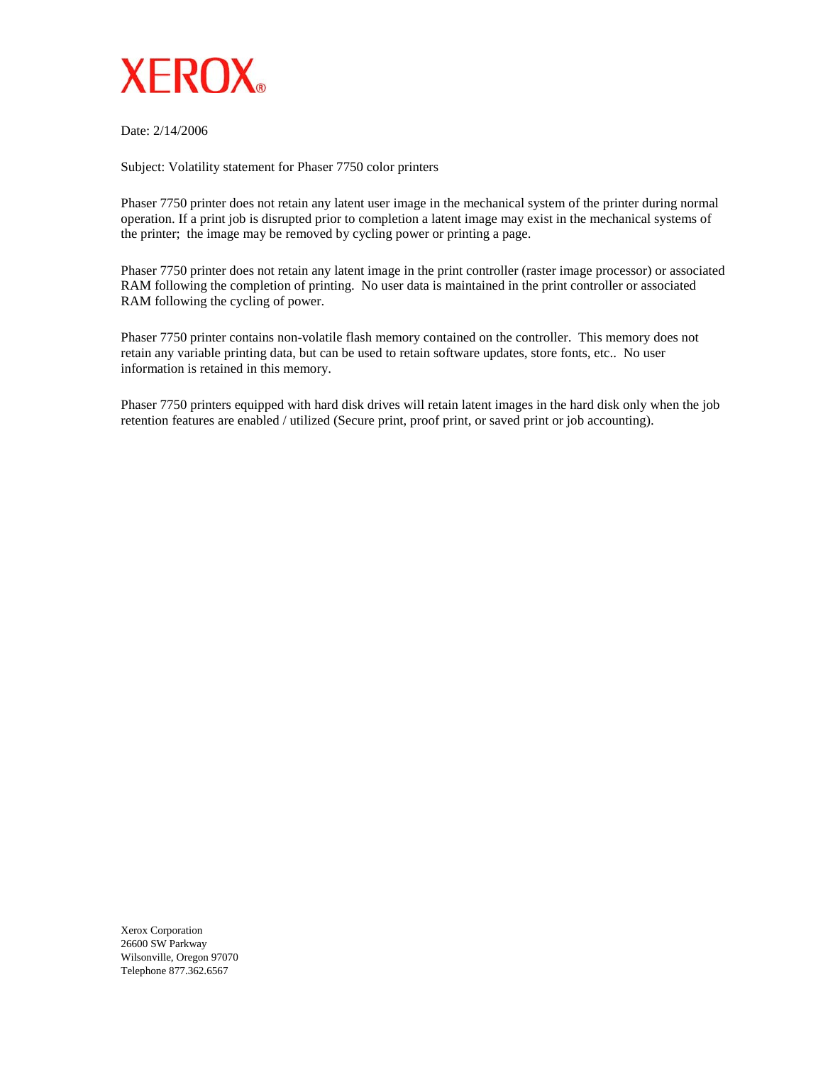XEROX®

Date: 2/14/2006

Subject: Volatility statement for Phaser 7750 color printers

Phaser 7750 printer does not retain any latent user image in the mechanical system of the printer during normal operation. If a print job is disrupted prior to completion a latent image may exist in the mechanical systems of the printer; the image may be removed by cycling power or printing a page.

Phaser 7750 printer does not retain any latent image in the print controller (raster image processor) or associated RAM following the completion of printing. No user data is maintained in the print controller or associated RAM following the cycling of power.

Phaser 7750 printer contains non-volatile flash memory contained on the controller. This memory does not retain any variable printing data, but can be used to retain software updates, store fonts, etc.. No user information is retained in this memory.

Phaser 7750 printers equipped with hard disk drives will retain latent images in the hard disk only when the job retention features are enabled / utilized (Secure print, proof print, or saved print or job accounting).

Xerox Corporation
26600 SW Parkway
Wilsonville, Oregon 97070
Telephone 877.362.6567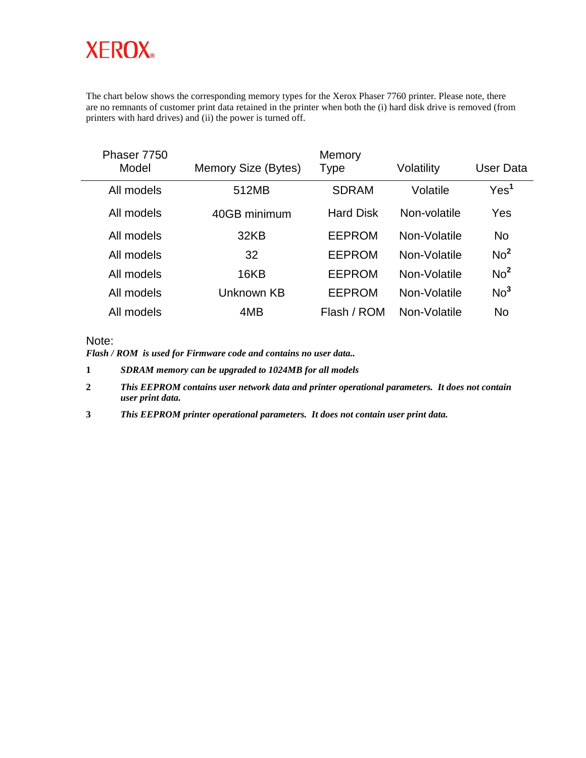XEROX®

The chart below shows the corresponding memory types for the Xerox Phaser 7760 printer. Please note, there are no remnants of customer print data retained in the printer when both the (i) hard disk drive is removed (from printers with hard drives) and (ii) the power is turned off.

| Phaser 7750 Model | Memory Size (Bytes) | Memory Type | Volatility | User Data |
|---|---|---|---|---|
| All models | 512MB | SDRAM | Volatile | Yes[1] |
| All models | 40GB minimum | Hard Disk | Non-volatile | Yes |
| All models | 32KB | EEPROM | Non-Volatile | No |
| All models | 32 | EEPROM | Non-Volatile | No[2] |
| All models | 16KB | EEPROM | Non-Volatile | No[2] |
| All models | Unknown KB | EEPROM | Non-Volatile | No[3] |
| All models | 4MB | Flash / ROM | Non-Volatile | No |

Note:

***Flash / ROM is used for Firmware code and contains no user data..***

**1** ***SDRAM memory can be upgraded to 1024MB for all models***

**2** ***This EEPROM contains user network data and printer operational parameters. It does not contain user print data.***

**3** ***This EEPROM printer operational parameters. It does not contain user print data.***